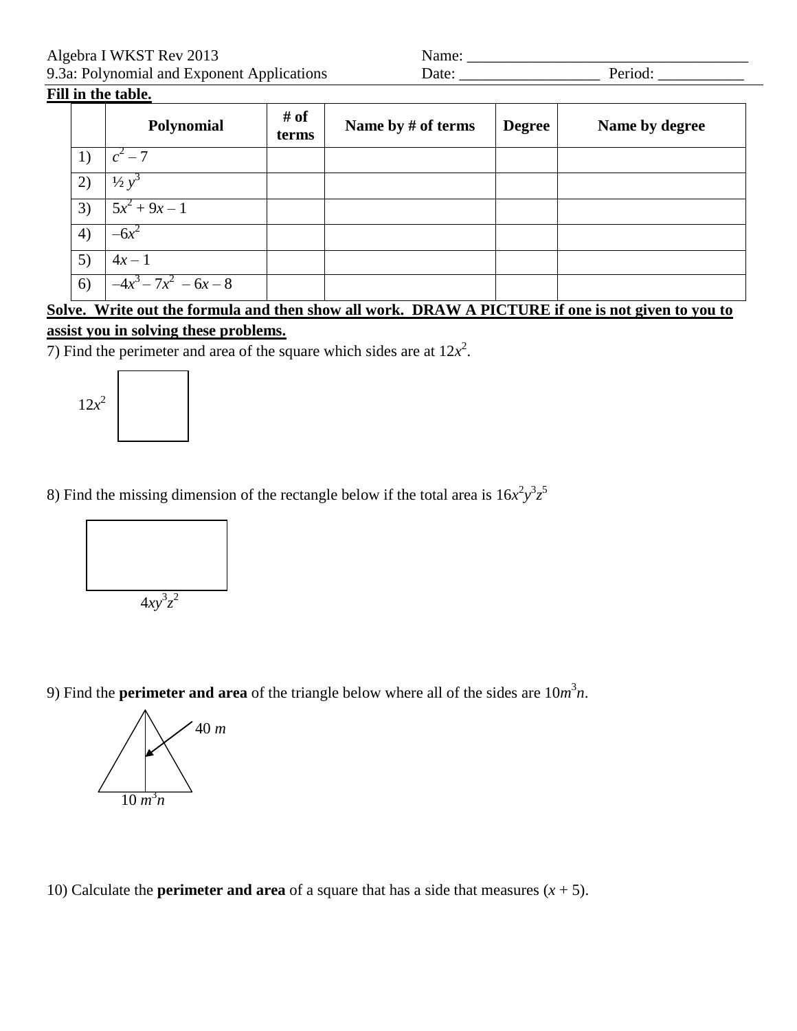Algebra I WKST Rev 2013
9.3a: Polynomial and Exponent Applications

Name: ___________________________________
Date: __________________ Period: ___________

**Fill in the table.**

| | Polynomial | # of terms | Name by # of terms | Degree | Name by degree |
|---|---|---|---|---|---|
| 1) | $c^2 - 7$ | | | | |
| 2) | $\frac{1}{2} y^3$ | | | | |
| 3) | $5x^2 + 9x - 1$ | | | | |
| 4) | $-6x^2$ | | | | |
| 5) | $4x - 1$ | | | | |
| 6) | $-4x^3 - 7x^2 - 6x - 8$ | | | | |

**Solve. Write out the formula and then show all work. DRAW A PICTURE if one is not given to you to assist you in solving these problems.**

7) Find the perimeter and area of the square which sides are at $12x^2$.

$12x^2$

8) Find the missing dimension of the rectangle below if the total area is $16x^2y^3z^5$

$4xy^3z^2$

9) Find the **perimeter and area** of the triangle below where all of the sides are $10m^3n$.

$40\ m$

$10\ m^3n$

10) Calculate the **perimeter and area** of a square that has a side that measures $(x + 5)$.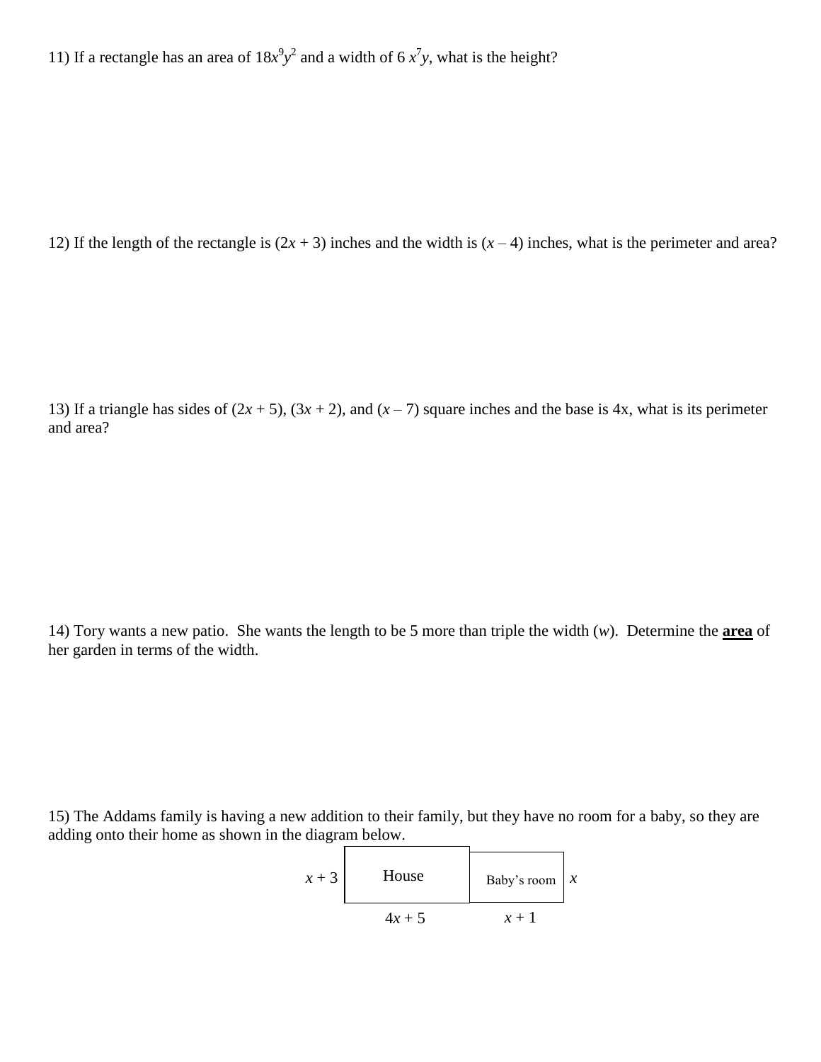11) If a rectangle has an area of $18x^9y^2$ and a width of $6\,x^7y$, what is the height?

12) If the length of the rectangle is $(2x + 3)$ inches and the width is $(x – 4)$ inches, what is the perimeter and area?

13) If a triangle has sides of $(2x + 5)$, $(3x + 2)$, and $(x – 7)$ square inches and the base is 4x, what is its perimeter and area?

14) Tory wants a new patio. She wants the length to be 5 more than triple the width ($w$). Determine the **area** of her garden in terms of the width.

15) The Addams family is having a new addition to their family, but they have no room for a baby, so they are adding onto their home as shown in the diagram below.

House

$x + 3$

$4x + 5$

Baby's room

$x$

$x + 1$